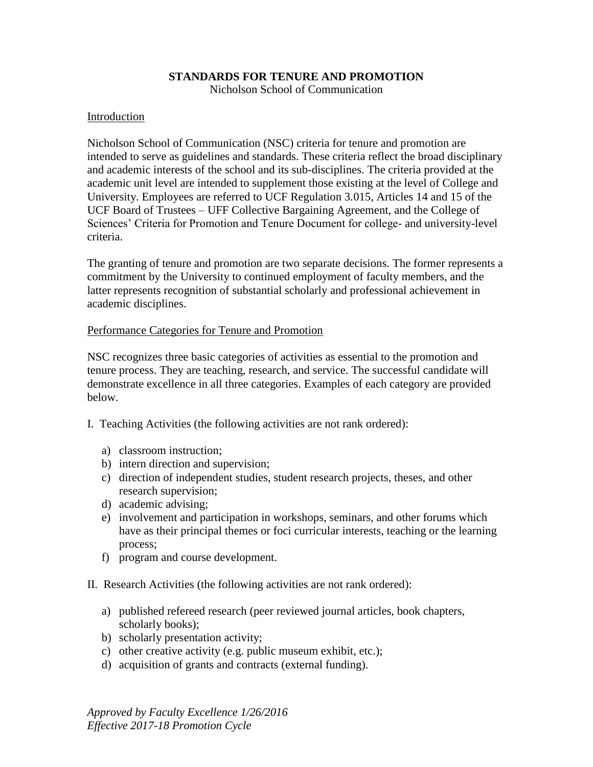# STANDARDS FOR TENURE AND PROMOTION

Nicholson School of Communication

## Introduction

Nicholson School of Communication (NSC) criteria for tenure and promotion are intended to serve as guidelines and standards. These criteria reflect the broad disciplinary and academic interests of the school and its sub-disciplines. The criteria provided at the academic unit level are intended to supplement those existing at the level of College and University. Employees are referred to UCF Regulation 3.015, Articles 14 and 15 of the UCF Board of Trustees – UFF Collective Bargaining Agreement, and the College of Sciences' Criteria for Promotion and Tenure Document for college- and university-level criteria.

The granting of tenure and promotion are two separate decisions. The former represents a commitment by the University to continued employment of faculty members, and the latter represents recognition of substantial scholarly and professional achievement in academic disciplines.

## Performance Categories for Tenure and Promotion

NSC recognizes three basic categories of activities as essential to the promotion and tenure process. They are teaching, research, and service. The successful candidate will demonstrate excellence in all three categories. Examples of each category are provided below.

I. Teaching Activities (the following activities are not rank ordered):

a) classroom instruction;
b) intern direction and supervision;
c) direction of independent studies, student research projects, theses, and other research supervision;
d) academic advising;
e) involvement and participation in workshops, seminars, and other forums which have as their principal themes or foci curricular interests, teaching or the learning process;
f) program and course development.

II. Research Activities (the following activities are not rank ordered):

a) published refereed research (peer reviewed journal articles, book chapters, scholarly books);
b) scholarly presentation activity;
c) other creative activity (e.g. public museum exhibit, etc.);
d) acquisition of grants and contracts (external funding).

*Approved by Faculty Excellence 1/26/2016*
*Effective 2017-18 Promotion Cycle*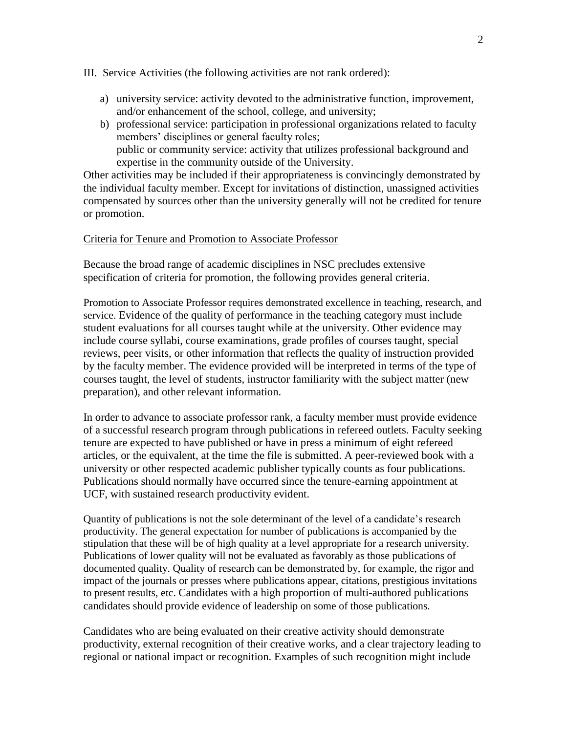III. Service Activities (the following activities are not rank ordered):

a) university service: activity devoted to the administrative function, improvement, and/or enhancement of the school, college, and university;
b) professional service: participation in professional organizations related to faculty members' disciplines or general faculty roles;
   public or community service: activity that utilizes professional background and expertise in the community outside of the University.

Other activities may be included if their appropriateness is convincingly demonstrated by the individual faculty member. Except for invitations of distinction, unassigned activities compensated by sources other than the university generally will not be credited for tenure or promotion.

<u>Criteria for Tenure and Promotion to Associate Professor</u>

Because the broad range of academic disciplines in NSC precludes extensive specification of criteria for promotion, the following provides general criteria.

Promotion to Associate Professor requires demonstrated excellence in teaching, research, and service. Evidence of the quality of performance in the teaching category must include student evaluations for all courses taught while at the university. Other evidence may include course syllabi, course examinations, grade profiles of courses taught, special reviews, peer visits, or other information that reflects the quality of instruction provided by the faculty member. The evidence provided will be interpreted in terms of the type of courses taught, the level of students, instructor familiarity with the subject matter (new preparation), and other relevant information.

In order to advance to associate professor rank, a faculty member must provide evidence of a successful research program through publications in refereed outlets. Faculty seeking tenure are expected to have published or have in press a minimum of eight refereed articles, or the equivalent, at the time the file is submitted. A peer-reviewed book with a university or other respected academic publisher typically counts as four publications. Publications should normally have occurred since the tenure-earning appointment at UCF, with sustained research productivity evident.

Quantity of publications is not the sole determinant of the level of a candidate's research productivity. The general expectation for number of publications is accompanied by the stipulation that these will be of high quality at a level appropriate for a research university. Publications of lower quality will not be evaluated as favorably as those publications of documented quality. Quality of research can be demonstrated by, for example, the rigor and impact of the journals or presses where publications appear, citations, prestigious invitations to present results, etc. Candidates with a high proportion of multi-authored publications candidates should provide evidence of leadership on some of those publications.

Candidates who are being evaluated on their creative activity should demonstrate productivity, external recognition of their creative works, and a clear trajectory leading to regional or national impact or recognition. Examples of such recognition might include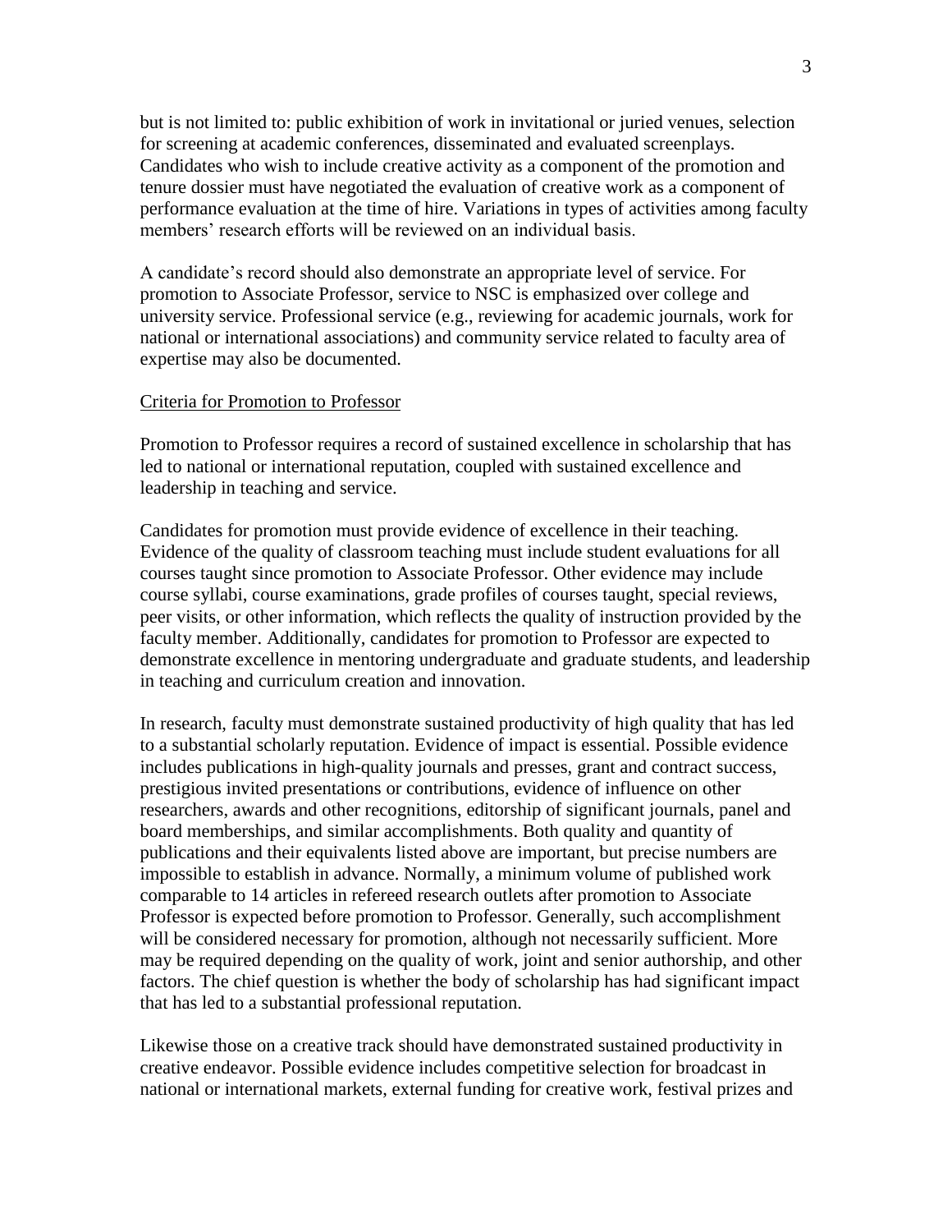but is not limited to: public exhibition of work in invitational or juried venues, selection for screening at academic conferences, disseminated and evaluated screenplays. Candidates who wish to include creative activity as a component of the promotion and tenure dossier must have negotiated the evaluation of creative work as a component of performance evaluation at the time of hire. Variations in types of activities among faculty members' research efforts will be reviewed on an individual basis.

A candidate's record should also demonstrate an appropriate level of service. For promotion to Associate Professor, service to NSC is emphasized over college and university service. Professional service (e.g., reviewing for academic journals, work for national or international associations) and community service related to faculty area of expertise may also be documented.

## Criteria for Promotion to Professor

Promotion to Professor requires a record of sustained excellence in scholarship that has led to national or international reputation, coupled with sustained excellence and leadership in teaching and service.

Candidates for promotion must provide evidence of excellence in their teaching. Evidence of the quality of classroom teaching must include student evaluations for all courses taught since promotion to Associate Professor. Other evidence may include course syllabi, course examinations, grade profiles of courses taught, special reviews, peer visits, or other information, which reflects the quality of instruction provided by the faculty member. Additionally, candidates for promotion to Professor are expected to demonstrate excellence in mentoring undergraduate and graduate students, and leadership in teaching and curriculum creation and innovation.

In research, faculty must demonstrate sustained productivity of high quality that has led to a substantial scholarly reputation. Evidence of impact is essential. Possible evidence includes publications in high-quality journals and presses, grant and contract success, prestigious invited presentations or contributions, evidence of influence on other researchers, awards and other recognitions, editorship of significant journals, panel and board memberships, and similar accomplishments. Both quality and quantity of publications and their equivalents listed above are important, but precise numbers are impossible to establish in advance. Normally, a minimum volume of published work comparable to 14 articles in refereed research outlets after promotion to Associate Professor is expected before promotion to Professor. Generally, such accomplishment will be considered necessary for promotion, although not necessarily sufficient. More may be required depending on the quality of work, joint and senior authorship, and other factors. The chief question is whether the body of scholarship has had significant impact that has led to a substantial professional reputation.

Likewise those on a creative track should have demonstrated sustained productivity in creative endeavor. Possible evidence includes competitive selection for broadcast in national or international markets, external funding for creative work, festival prizes and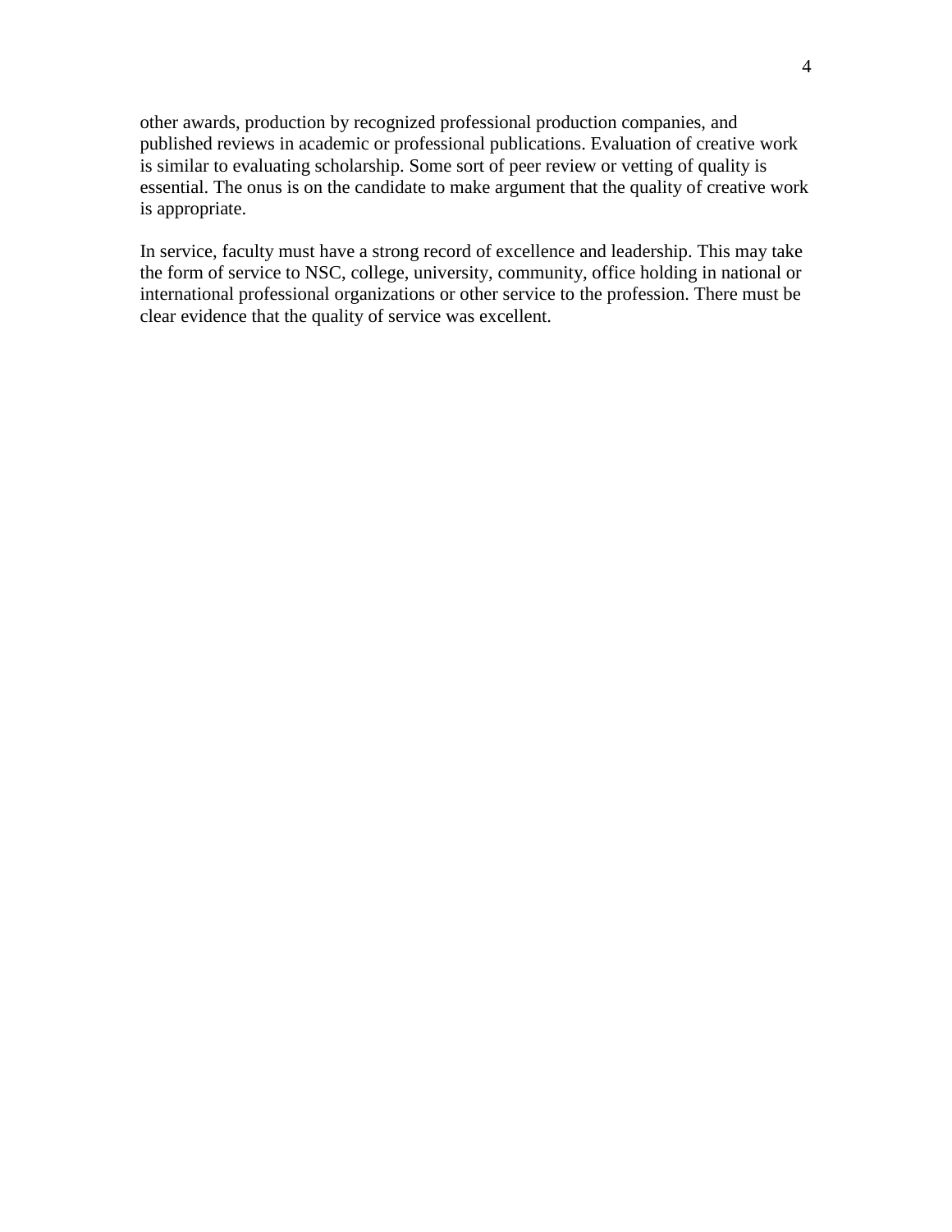other awards, production by recognized professional production companies, and published reviews in academic or professional publications. Evaluation of creative work is similar to evaluating scholarship. Some sort of peer review or vetting of quality is essential. The onus is on the candidate to make argument that the quality of creative work is appropriate.

In service, faculty must have a strong record of excellence and leadership. This may take the form of service to NSC, college, university, community, office holding in national or international professional organizations or other service to the profession. There must be clear evidence that the quality of service was excellent.